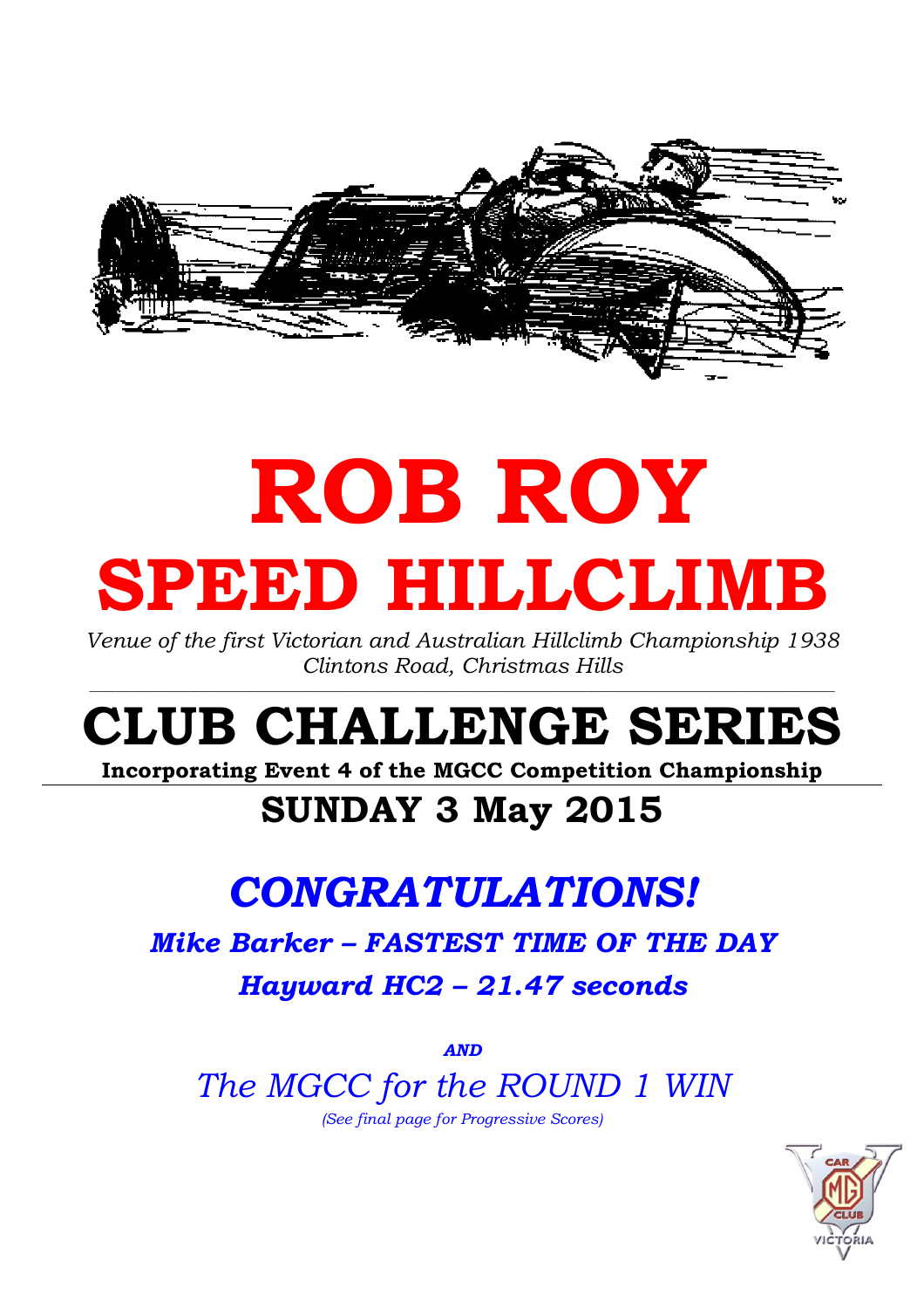# ROB ROY
# SPEED HILLCLIMB

*Venue of the first Victorian and Australian Hillclimb Championship 1938*
*Clintons Road, Christmas Hills*

---

# CLUB CHALLENGE SERIES

**Incorporating Event 4 of the MGCC Competition Championship**

## SUNDAY 3 May 2015

## *CONGRATULATIONS!*

***Mike Barker – FASTEST TIME OF THE DAY***

***Hayward HC2 – 21.47 seconds***

***AND***

*The MGCC for the ROUND 1 WIN*

*(See final page for Progressive Scores)*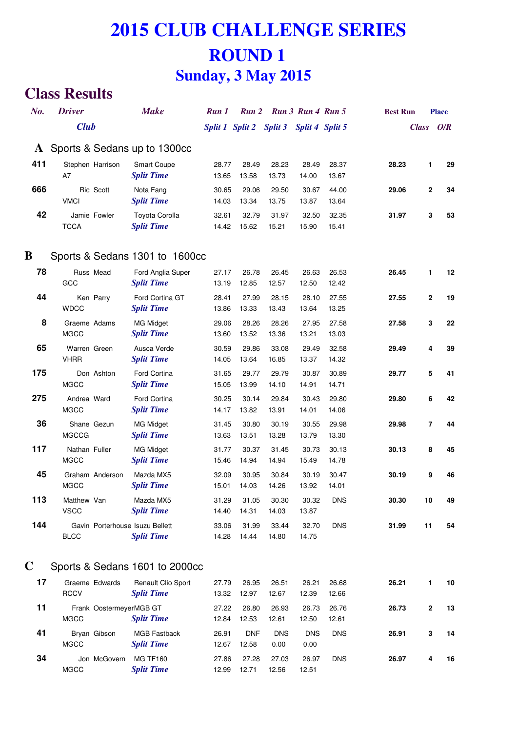# 2015 CLUB CHALLENGE SERIES

## ROUND 1

## Sunday, 3 May 2015

## Class Results

| No. | Driver / Club | Make | Run 1 / Split 1 | Run 2 / Split 2 | Run 3 / Split 3 | Run 4 / Split 4 | Run 5 / Split 5 | Best Run | Place Class | Place O/R |
|---|---|---|---|---|---|---|---|---|---|---|
| **A** | **Sports & Sedans up to 1300cc** | | | | | | | | | |
| 411 | Stephen Harrison | Smart Coupe | 28.77 | 28.49 | 28.23 | 28.49 | 28.37 | 28.23 | 1 | 29 |
| | A7 | *Split Time* | 13.65 | 13.58 | 13.73 | 14.00 | 13.67 | | | |
| 666 | Ric Scott | Nota Fang | 30.65 | 29.06 | 29.50 | 30.67 | 44.00 | 29.06 | 2 | 34 |
| | VMCI | *Split Time* | 14.03 | 13.34 | 13.75 | 13.87 | 13.64 | | | |
| 42 | Jamie Fowler | Toyota Corolla | 32.61 | 32.79 | 31.97 | 32.50 | 32.35 | 31.97 | 3 | 53 |
| | TCCA | *Split Time* | 14.42 | 15.62 | 15.21 | 15.90 | 15.41 | | | |
| **B** | **Sports & Sedans 1301 to 1600cc** | | | | | | | | | |
| 78 | Russ Mead | Ford Anglia Super | 27.17 | 26.78 | 26.45 | 26.63 | 26.53 | 26.45 | 1 | 12 |
| | GCC | *Split Time* | 13.19 | 12.85 | 12.57 | 12.50 | 12.42 | | | |
| 44 | Ken Parry | Ford Cortina GT | 28.41 | 27.99 | 28.15 | 28.10 | 27.55 | 27.55 | 2 | 19 |
| | WDCC | *Split Time* | 13.86 | 13.33 | 13.43 | 13.64 | 13.25 | | | |
| 8 | Graeme Adams | MG Midget | 29.06 | 28.26 | 28.26 | 27.95 | 27.58 | 27.58 | 3 | 22 |
| | MGCC | *Split Time* | 13.60 | 13.52 | 13.36 | 13.21 | 13.03 | | | |
| 65 | Warren Green | Ausca Verde | 30.59 | 29.86 | 33.08 | 29.49 | 32.58 | 29.49 | 4 | 39 |
| | VHRR | *Split Time* | 14.05 | 13.64 | 16.85 | 13.37 | 14.32 | | | |
| 175 | Don Ashton | Ford Cortina | 31.65 | 29.77 | 29.79 | 30.87 | 30.89 | 29.77 | 5 | 41 |
| | MGCC | *Split Time* | 15.05 | 13.99 | 14.10 | 14.91 | 14.71 | | | |
| 275 | Andrea Ward | Ford Cortina | 30.25 | 30.14 | 29.84 | 30.43 | 29.80 | 29.80 | 6 | 42 |
| | MGCC | *Split Time* | 14.17 | 13.82 | 13.91 | 14.01 | 14.06 | | | |
| 36 | Shane Gezun | MG Midget | 31.45 | 30.80 | 30.19 | 30.55 | 29.98 | 29.98 | 7 | 44 |
| | MGCCG | *Split Time* | 13.63 | 13.51 | 13.28 | 13.79 | 13.30 | | | |
| 117 | Nathan Fuller | MG Midget | 31.77 | 30.37 | 31.45 | 30.73 | 30.13 | 30.13 | 8 | 45 |
| | MGCC | *Split Time* | 15.46 | 14.94 | 14.94 | 15.49 | 14.78 | | | |
| 45 | Graham Anderson | Mazda MX5 | 32.09 | 30.95 | 30.84 | 30.19 | 30.47 | 30.19 | 9 | 46 |
| | MGCC | *Split Time* | 15.01 | 14.03 | 14.26 | 13.92 | 14.01 | | | |
| 113 | Matthew Van | Mazda MX5 | 31.29 | 31.05 | 30.30 | 30.32 | DNS | 30.30 | 10 | 49 |
| | VSCC | *Split Time* | 14.40 | 14.31 | 14.03 | 13.87 | | | | |
| 144 | Gavin Porterhouse | Isuzu Bellett | 33.06 | 31.99 | 33.44 | 32.70 | DNS | 31.99 | 11 | 54 |
| | BLCC | *Split Time* | 14.28 | 14.44 | 14.80 | 14.75 | | | | |
| **C** | **Sports & Sedans 1601 to 2000cc** | | | | | | | | | |
| 17 | Graeme Edwards | Renault Clio Sport | 27.79 | 26.95 | 26.51 | 26.21 | 26.68 | 26.21 | 1 | 10 |
| | RCCV | *Split Time* | 13.32 | 12.97 | 12.67 | 12.39 | 12.66 | | | |
| 11 | Frank Oostermeyer | MGB GT | 27.22 | 26.80 | 26.93 | 26.73 | 26.76 | 26.73 | 2 | 13 |
| | MGCC | *Split Time* | 12.84 | 12.53 | 12.61 | 12.50 | 12.61 | | | |
| 41 | Bryan Gibson | MGB Fastback | 26.91 | DNF | DNS | DNS | DNS | 26.91 | 3 | 14 |
| | MGCC | *Split Time* | 12.67 | 12.58 | 0.00 | 0.00 | | | | |
| 34 | Jon McGovern | MG TF160 | 27.86 | 27.28 | 27.03 | 26.97 | DNS | 26.97 | 4 | 16 |
| | MGCC | *Split Time* | 12.99 | 12.71 | 12.56 | 12.51 | | | | |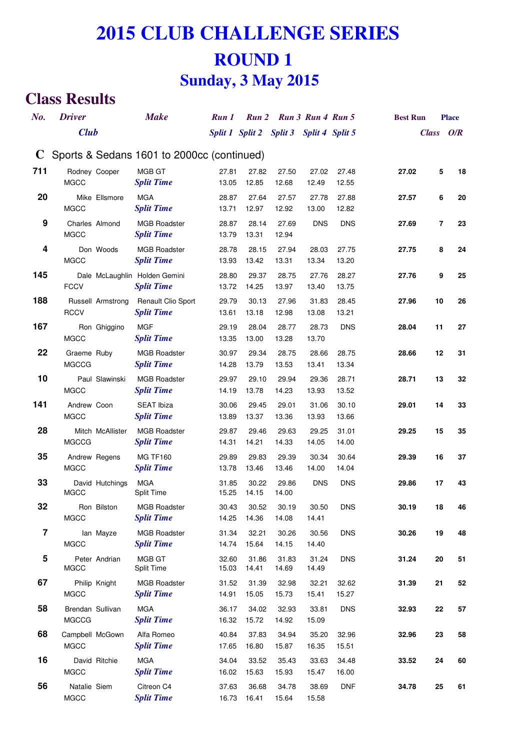# 2015 CLUB CHALLENGE SERIES

# ROUND 1

## Sunday, 3 May 2015

## Class Results

### C Sports & Sedans 1601 to 2000cc (continued)

| No. | Driver / Club | Make | Run 1 / Split 1 | Run 2 / Split 2 | Run 3 / Split 3 | Run 4 / Split 4 | Run 5 / Split 5 | Best Run | Place Class | Place O/R |
|---|---|---|---|---|---|---|---|---|---|---|
| 711 | Rodney Cooper | MGB GT | 27.81 | 27.82 | 27.50 | 27.02 | 27.48 | **27.02** | **5** | **18** |
| | MGCC | *Split Time* | 13.05 | 12.85 | 12.68 | 12.49 | 12.55 | | | |
| 20 | Mike Ellsmore | MGA | 28.87 | 27.64 | 27.57 | 27.78 | 27.88 | **27.57** | **6** | **20** |
| | MGCC | *Split Time* | 13.71 | 12.97 | 12.92 | 13.00 | 12.82 | | | |
| 9 | Charles Almond | MGB Roadster | 28.87 | 28.14 | 27.69 | DNS | DNS | **27.69** | **7** | **23** |
| | MGCC | *Split Time* | 13.79 | 13.31 | 12.94 | | | | | |
| 4 | Don Woods | MGB Roadster | 28.78 | 28.15 | 27.94 | 28.03 | 27.75 | **27.75** | **8** | **24** |
| | MGCC | *Split Time* | 13.93 | 13.42 | 13.31 | 13.34 | 13.20 | | | |
| 145 | Dale McLaughlin | Holden Gemini | 28.80 | 29.37 | 28.75 | 27.76 | 28.27 | **27.76** | **9** | **25** |
| | FCCV | *Split Time* | 13.72 | 14.25 | 13.97 | 13.40 | 13.75 | | | |
| 188 | Russell Armstrong | Renault Clio Sport | 29.79 | 30.13 | 27.96 | 31.83 | 28.45 | **27.96** | **10** | **26** |
| | RCCV | *Split Time* | 13.61 | 13.18 | 12.98 | 13.08 | 13.21 | | | |
| 167 | Ron Ghiggino | MGF | 29.19 | 28.04 | 28.77 | 28.73 | DNS | **28.04** | **11** | **27** |
| | MGCC | *Split Time* | 13.35 | 13.00 | 13.28 | 13.70 | | | | |
| 22 | Graeme Ruby | MGB Roadster | 30.97 | 29.34 | 28.75 | 28.66 | 28.75 | **28.66** | **12** | **31** |
| | MGCCG | *Split Time* | 14.28 | 13.79 | 13.53 | 13.41 | 13.34 | | | |
| 10 | Paul Slawinski | MGB Roadster | 29.97 | 29.10 | 29.94 | 29.36 | 28.71 | **28.71** | **13** | **32** |
| | MGCC | *Split Time* | 14.19 | 13.78 | 14.23 | 13.93 | 13.52 | | | |
| 141 | Andrew Coon | SEAT Ibiza | 30.06 | 29.45 | 29.01 | 31.06 | 30.10 | **29.01** | **14** | **33** |
| | MGCC | *Split Time* | 13.89 | 13.37 | 13.36 | 13.93 | 13.66 | | | |
| 28 | Mitch McAllister | MGB Roadster | 29.87 | 29.46 | 29.63 | 29.25 | 31.01 | **29.25** | **15** | **35** |
| | MGCCG | *Split Time* | 14.31 | 14.21 | 14.33 | 14.05 | 14.00 | | | |
| 35 | Andrew Regens | MG TF160 | 29.89 | 29.83 | 29.39 | 30.34 | 30.64 | **29.39** | **16** | **37** |
| | MGCC | *Split Time* | 13.78 | 13.46 | 13.46 | 14.00 | 14.04 | | | |
| 33 | David Hutchings | MGA | 31.85 | 30.22 | 29.86 | DNS | DNS | **29.86** | **17** | **43** |
| | MGCC | Split Time | 15.25 | 14.15 | 14.00 | | | | | |
| 32 | Ron Bilston | MGB Roadster | 30.43 | 30.52 | 30.19 | 30.50 | DNS | **30.19** | **18** | **46** |
| | MGCC | *Split Time* | 14.25 | 14.36 | 14.08 | 14.41 | | | | |
| 7 | Ian Mayze | MGB Roadster | 31.34 | 32.21 | 30.26 | 30.56 | DNS | **30.26** | **19** | **48** |
| | MGCC | *Split Time* | 14.74 | 15.64 | 14.15 | 14.40 | | | | |
| 5 | Peter Andrian | MGB GT | 32.60 | 31.86 | 31.83 | 31.24 | DNS | **31.24** | **20** | **51** |
| | MGCC | Split Time | 15.03 | 14.41 | 14.69 | 14.49 | | | | |
| 67 | Philip Knight | MGB Roadster | 31.52 | 31.39 | 32.98 | 32.21 | 32.62 | **31.39** | **21** | **52** |
| | MGCC | *Split Time* | 14.91 | 15.05 | 15.73 | 15.41 | 15.27 | | | |
| 58 | Brendan Sullivan | MGA | 36.17 | 34.02 | 32.93 | 33.81 | DNS | **32.93** | **22** | **57** |
| | MGCCG | *Split Time* | 16.32 | 15.72 | 14.92 | 15.09 | | | | |
| 68 | Campbell McGown | Alfa Romeo | 40.84 | 37.83 | 34.94 | 35.20 | 32.96 | **32.96** | **23** | **58** |
| | MGCC | *Split Time* | 17.65 | 16.80 | 15.87 | 16.35 | 15.51 | | | |
| 16 | David Ritchie | MGA | 34.04 | 33.52 | 35.43 | 33.63 | 34.48 | **33.52** | **24** | **60** |
| | MGCC | *Split Time* | 16.02 | 15.63 | 15.93 | 15.47 | 16.00 | | | |
| 56 | Natalie Siem | Citreon C4 | 37.63 | 36.68 | 34.78 | 38.69 | DNF | **34.78** | **25** | **61** |
| | MGCC | *Split Time* | 16.73 | 16.41 | 15.64 | 15.58 | | | | |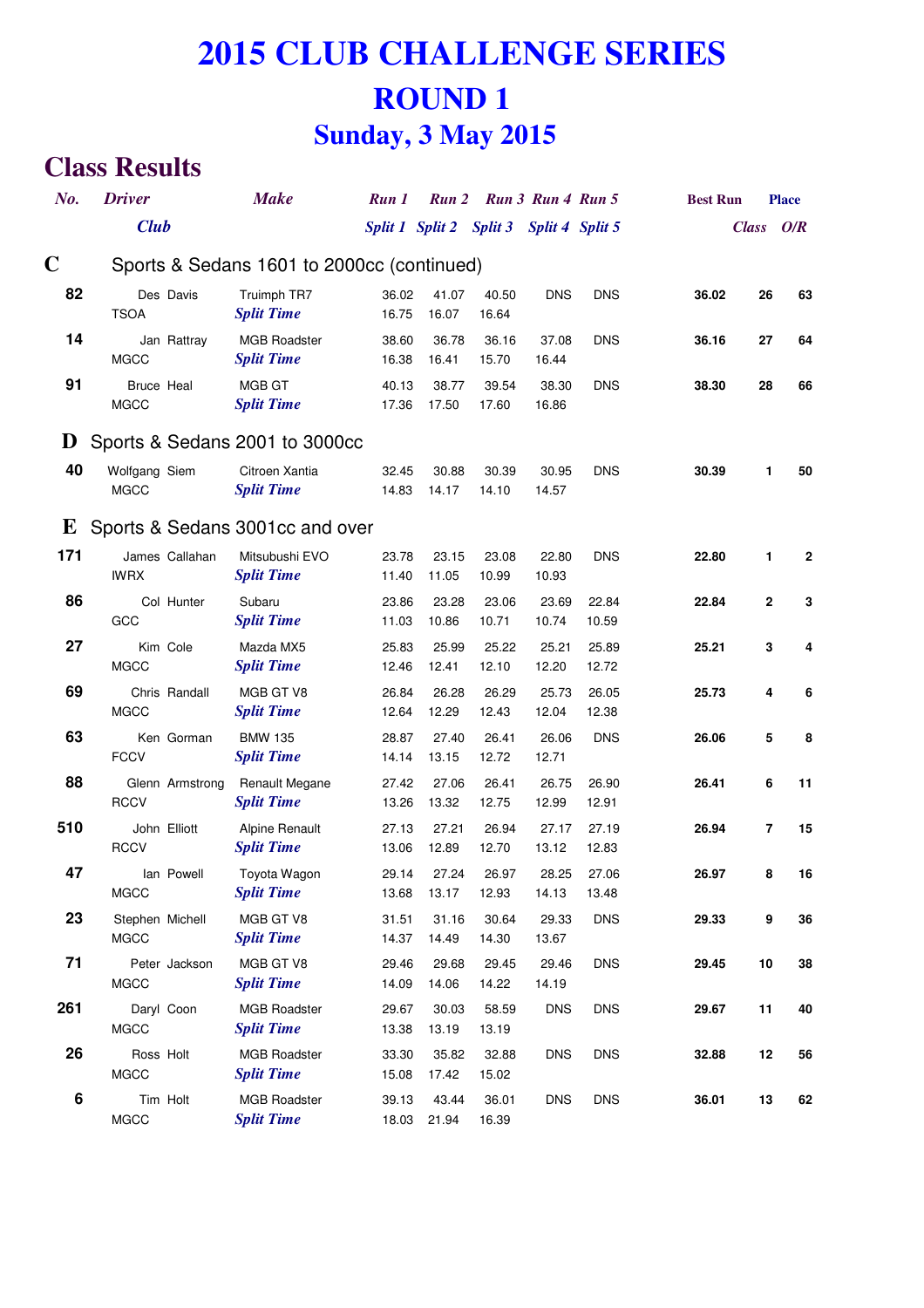# 2015 CLUB CHALLENGE SERIES

## ROUND 1

## Sunday, 3 May 2015

## Class Results

| No. | Driver / Club | Make | Run 1 / Split 1 | Run 2 / Split 2 | Run 3 / Split 3 | Run 4 / Split 4 | Run 5 / Split 5 | Best Run | Place Class | Place O/R |
|---|---|---|---|---|---|---|---|---|---|---|
| **C** | **Sports & Sedans 1601 to 2000cc (continued)** | | | | | | | | | |
| **82** | Des Davis | Truimph TR7 | 36.02 | 41.07 | 40.50 | DNS | DNS | **36.02** | **26** | **63** |
| | TSOA | *Split Time* | 16.75 | 16.07 | 16.64 | | | | | |
| **14** | Jan Rattray | MGB Roadster | 38.60 | 36.78 | 36.16 | 37.08 | DNS | **36.16** | **27** | **64** |
| | MGCC | *Split Time* | 16.38 | 16.41 | 15.70 | 16.44 | | | | |
| **91** | Bruce Heal | MGB GT | 40.13 | 38.77 | 39.54 | 38.30 | DNS | **38.30** | **28** | **66** |
| | MGCC | *Split Time* | 17.36 | 17.50 | 17.60 | 16.86 | | | | |
| **D** | **Sports & Sedans 2001 to 3000cc** | | | | | | | | | |
| **40** | Wolfgang Siem | Citroen Xantia | 32.45 | 30.88 | 30.39 | 30.95 | DNS | **30.39** | **1** | **50** |
| | MGCC | *Split Time* | 14.83 | 14.17 | 14.10 | 14.57 | | | | |
| **E** | **Sports & Sedans 3001cc and over** | | | | | | | | | |
| **171** | James Callahan | Mitsubushi EVO | 23.78 | 23.15 | 23.08 | 22.80 | DNS | **22.80** | **1** | **2** |
| | IWRX | *Split Time* | 11.40 | 11.05 | 10.99 | 10.93 | | | | |
| **86** | Col Hunter | Subaru | 23.86 | 23.28 | 23.06 | 23.69 | 22.84 | **22.84** | **2** | **3** |
| | GCC | *Split Time* | 11.03 | 10.86 | 10.71 | 10.74 | 10.59 | | | |
| **27** | Kim Cole | Mazda MX5 | 25.83 | 25.99 | 25.22 | 25.21 | 25.89 | **25.21** | **3** | **4** |
| | MGCC | *Split Time* | 12.46 | 12.41 | 12.10 | 12.20 | 12.72 | | | |
| **69** | Chris Randall | MGB GT V8 | 26.84 | 26.28 | 26.29 | 25.73 | 26.05 | **25.73** | **4** | **6** |
| | MGCC | *Split Time* | 12.64 | 12.29 | 12.43 | 12.04 | 12.38 | | | |
| **63** | Ken Gorman | BMW 135 | 28.87 | 27.40 | 26.41 | 26.06 | DNS | **26.06** | **5** | **8** |
| | FCCV | *Split Time* | 14.14 | 13.15 | 12.72 | 12.71 | | | | |
| **88** | Glenn Armstrong | Renault Megane | 27.42 | 27.06 | 26.41 | 26.75 | 26.90 | **26.41** | **6** | **11** |
| | RCCV | *Split Time* | 13.26 | 13.32 | 12.75 | 12.99 | 12.91 | | | |
| **510** | John Elliott | Alpine Renault | 27.13 | 27.21 | 26.94 | 27.17 | 27.19 | **26.94** | **7** | **15** |
| | RCCV | *Split Time* | 13.06 | 12.89 | 12.70 | 13.12 | 12.83 | | | |
| **47** | Ian Powell | Toyota Wagon | 29.14 | 27.24 | 26.97 | 28.25 | 27.06 | **26.97** | **8** | **16** |
| | MGCC | *Split Time* | 13.68 | 13.17 | 12.93 | 14.13 | 13.48 | | | |
| **23** | Stephen Michell | MGB GT V8 | 31.51 | 31.16 | 30.64 | 29.33 | DNS | **29.33** | **9** | **36** |
| | MGCC | *Split Time* | 14.37 | 14.49 | 14.30 | 13.67 | | | | |
| **71** | Peter Jackson | MGB GT V8 | 29.46 | 29.68 | 29.45 | 29.46 | DNS | **29.45** | **10** | **38** |
| | MGCC | *Split Time* | 14.09 | 14.06 | 14.22 | 14.19 | | | | |
| **261** | Daryl Coon | MGB Roadster | 29.67 | 30.03 | 58.59 | DNS | DNS | **29.67** | **11** | **40** |
| | MGCC | *Split Time* | 13.38 | 13.19 | 13.19 | | | | | |
| **26** | Ross Holt | MGB Roadster | 33.30 | 35.82 | 32.88 | DNS | DNS | **32.88** | **12** | **56** |
| | MGCC | *Split Time* | 15.08 | 17.42 | 15.02 | | | | | |
| **6** | Tim Holt | MGB Roadster | 39.13 | 43.44 | 36.01 | DNS | DNS | **36.01** | **13** | **62** |
| | MGCC | *Split Time* | 18.03 | 21.94 | 16.39 | | | | | |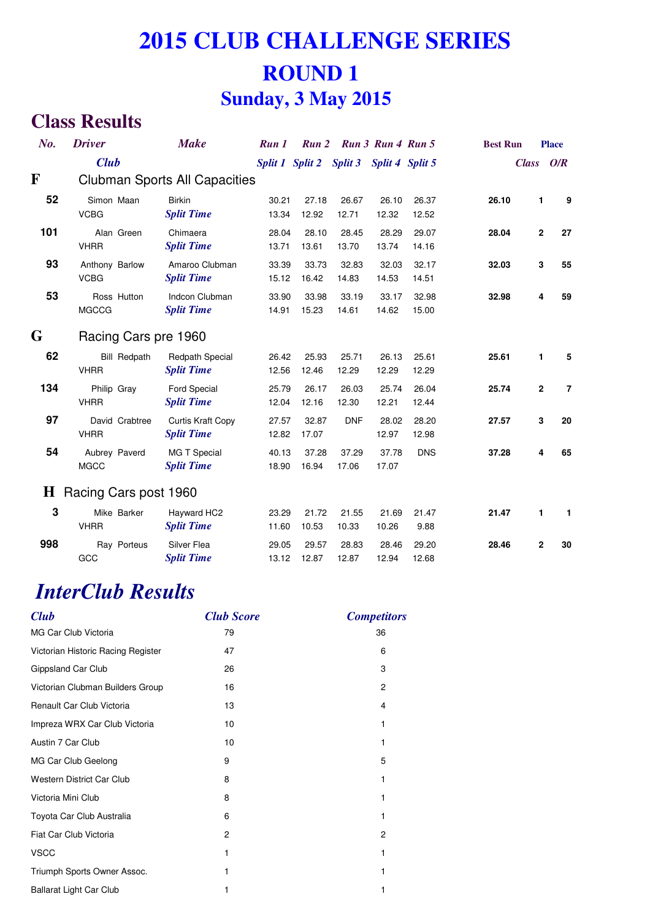# 2015 CLUB CHALLENGE SERIES

## ROUND 1

## Sunday, 3 May 2015

## Class Results

| No. | Driver / Club | Make | Run 1 / Split 1 | Run 2 / Split 2 | Run 3 / Split 3 | Run 4 / Split 4 | Run 5 / Split 5 | Best Run | Place Class | Place O/R |
|---|---|---|---|---|---|---|---|---|---|---|
| **F** | **Clubman Sports All Capacities** | | | | | | | | | |
| **52** | Simon Maan | Birkin | 30.21 | 27.18 | 26.67 | 26.10 | 26.37 | **26.10** | **1** | **9** |
| | VCBG | *Split Time* | 13.34 | 12.92 | 12.71 | 12.32 | 12.52 | | | |
| **101** | Alan Green | Chimaera | 28.04 | 28.10 | 28.45 | 28.29 | 29.07 | **28.04** | **2** | **27** |
| | VHRR | *Split Time* | 13.71 | 13.61 | 13.70 | 13.74 | 14.16 | | | |
| **93** | Anthony Barlow | Amaroo Clubman | 33.39 | 33.73 | 32.83 | 32.03 | 32.17 | **32.03** | **3** | **55** |
| | VCBG | *Split Time* | 15.12 | 16.42 | 14.83 | 14.53 | 14.51 | | | |
| **53** | Ross Hutton | Indcon Clubman | 33.90 | 33.98 | 33.19 | 33.17 | 32.98 | **32.98** | **4** | **59** |
| | MGCCG | *Split Time* | 14.91 | 15.23 | 14.61 | 14.62 | 15.00 | | | |
| **G** | **Racing Cars pre 1960** | | | | | | | | | |
| **62** | Bill Redpath | Redpath Special | 26.42 | 25.93 | 25.71 | 26.13 | 25.61 | **25.61** | **1** | **5** |
| | VHRR | *Split Time* | 12.56 | 12.46 | 12.29 | 12.29 | 12.29 | | | |
| **134** | Philip Gray | Ford Special | 25.79 | 26.17 | 26.03 | 25.74 | 26.04 | **25.74** | **2** | **7** |
| | VHRR | *Split Time* | 12.04 | 12.16 | 12.30 | 12.21 | 12.44 | | | |
| **97** | David Crabtree | Curtis Kraft Copy | 27.57 | 32.87 | DNF | 28.02 | 28.20 | **27.57** | **3** | **20** |
| | VHRR | *Split Time* | 12.82 | 17.07 | | 12.97 | 12.98 | | | |
| **54** | Aubrey Paverd | MG T Special | 40.13 | 37.28 | 37.29 | 37.78 | DNS | **37.28** | **4** | **65** |
| | MGCC | *Split Time* | 18.90 | 16.94 | 17.06 | 17.07 | | | | |
| **H** | **Racing Cars post 1960** | | | | | | | | | |
| **3** | Mike Barker | Hayward HC2 | 23.29 | 21.72 | 21.55 | 21.69 | 21.47 | **21.47** | **1** | **1** |
| | VHRR | *Split Time* | 11.60 | 10.53 | 10.33 | 10.26 | 9.88 | | | |
| **998** | Ray Porteus | Silver Flea | 29.05 | 29.57 | 28.83 | 28.46 | 29.20 | **28.46** | **2** | **30** |
| | GCC | *Split Time* | 13.12 | 12.87 | 12.87 | 12.94 | 12.68 | | | |

## *InterClub Results*

| Club | Club Score | Competitors |
|---|---|---|
| MG Car Club Victoria | 79 | 36 |
| Victorian Historic Racing Register | 47 | 6 |
| Gippsland Car Club | 26 | 3 |
| Victorian Clubman Builders Group | 16 | 2 |
| Renault Car Club Victoria | 13 | 4 |
| Impreza WRX Car Club Victoria | 10 | 1 |
| Austin 7 Car Club | 10 | 1 |
| MG Car Club Geelong | 9 | 5 |
| Western District Car Club | 8 | 1 |
| Victoria Mini Club | 8 | 1 |
| Toyota Car Club Australia | 6 | 1 |
| Fiat Car Club Victoria | 2 | 2 |
| VSCC | 1 | 1 |
| Triumph Sports Owner Assoc. | 1 | 1 |
| Ballarat Light Car Club | 1 | 1 |